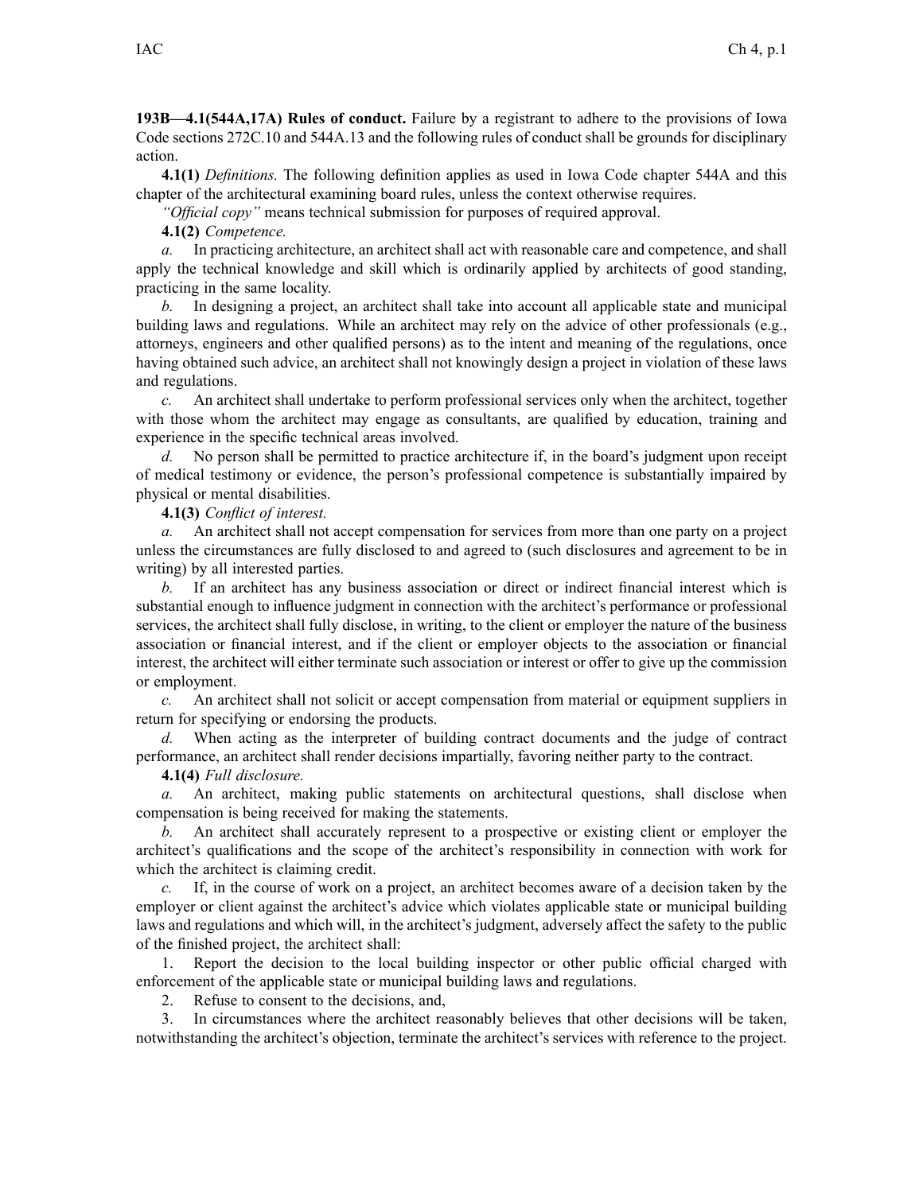**193B—4.1(544A,17A) Rules of conduct.** Failure by a registrant to adhere to the provisions of Iowa Code sections 272C.10 and 544A.13 and the following rules of conduct shall be grounds for disciplinary action.

**4.1(1)** *Definitions.* The following definition applies as used in Iowa Code chapter 544A and this chapter of the architectural examining board rules, unless the context otherwise requires.

*"Official copy"* means technical submission for purposes of required approval.

**4.1(2)** *Competence.*

*a.* In practicing architecture, an architect shall act with reasonable care and competence, and shall apply the technical knowledge and skill which is ordinarily applied by architects of good standing, practicing in the same locality.

*b.* In designing a project, an architect shall take into account all applicable state and municipal building laws and regulations. While an architect may rely on the advice of other professionals (e.g., attorneys, engineers and other qualified persons) as to the intent and meaning of the regulations, once having obtained such advice, an architect shall not knowingly design a project in violation of these laws and regulations.

*c.* An architect shall undertake to perform professional services only when the architect, together with those whom the architect may engage as consultants, are qualified by education, training and experience in the specific technical areas involved.

*d.* No person shall be permitted to practice architecture if, in the board's judgment upon receipt of medical testimony or evidence, the person's professional competence is substantially impaired by physical or mental disabilities.

**4.1(3)** *Conflict of interest.*

*a.* An architect shall not accept compensation for services from more than one party on a project unless the circumstances are fully disclosed to and agreed to (such disclosures and agreement to be in writing) by all interested parties.

*b.* If an architect has any business association or direct or indirect financial interest which is substantial enough to influence judgment in connection with the architect's performance or professional services, the architect shall fully disclose, in writing, to the client or employer the nature of the business association or financial interest, and if the client or employer objects to the association or financial interest, the architect will either terminate such association or interest or offer to give up the commission or employment.

*c.* An architect shall not solicit or accept compensation from material or equipment suppliers in return for specifying or endorsing the products.

*d.* When acting as the interpreter of building contract documents and the judge of contract performance, an architect shall render decisions impartially, favoring neither party to the contract.

**4.1(4)** *Full disclosure.*

*a.* An architect, making public statements on architectural questions, shall disclose when compensation is being received for making the statements.

*b.* An architect shall accurately represent to a prospective or existing client or employer the architect's qualifications and the scope of the architect's responsibility in connection with work for which the architect is claiming credit.

*c.* If, in the course of work on a project, an architect becomes aware of a decision taken by the employer or client against the architect's advice which violates applicable state or municipal building laws and regulations and which will, in the architect's judgment, adversely affect the safety to the public of the finished project, the architect shall:

1. Report the decision to the local building inspector or other public official charged with enforcement of the applicable state or municipal building laws and regulations.
2. Refuse to consent to the decisions, and,
3. In circumstances where the architect reasonably believes that other decisions will be taken, notwithstanding the architect's objection, terminate the architect's services with reference to the project.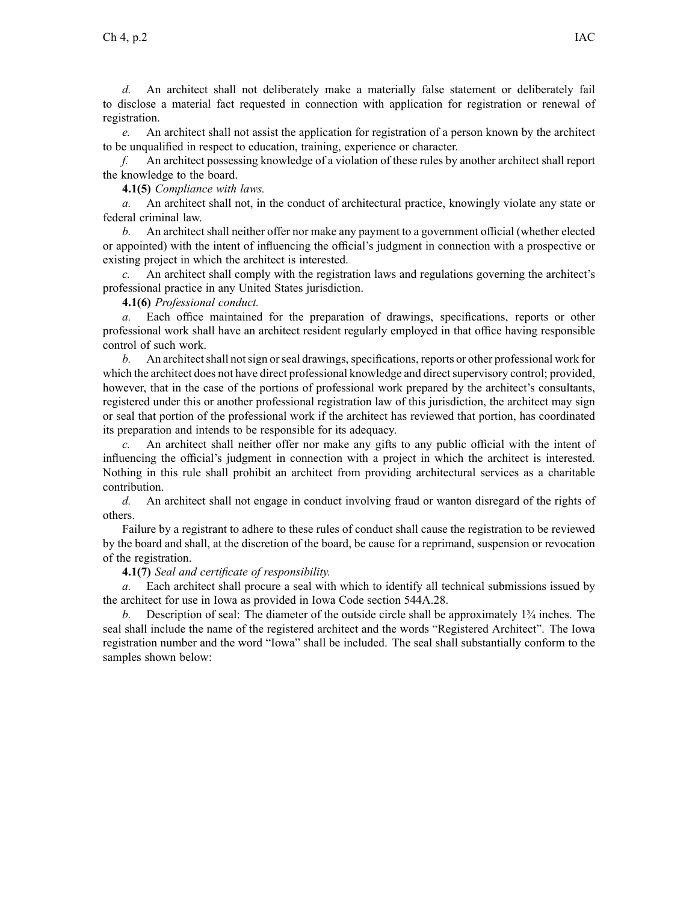*d.* An architect shall not deliberately make a materially false statement or deliberately fail to disclose a material fact requested in connection with application for registration or renewal of registration.

*e.* An architect shall not assist the application for registration of a person known by the architect to be unqualified in respect to education, training, experience or character.

*f.* An architect possessing knowledge of a violation of these rules by another architect shall report the knowledge to the board.

**4.1(5)** *Compliance with laws.*

*a.* An architect shall not, in the conduct of architectural practice, knowingly violate any state or federal criminal law.

*b.* An architect shall neither offer nor make any payment to a government official (whether elected or appointed) with the intent of influencing the official's judgment in connection with a prospective or existing project in which the architect is interested.

*c.* An architect shall comply with the registration laws and regulations governing the architect's professional practice in any United States jurisdiction.

**4.1(6)** *Professional conduct.*

*a.* Each office maintained for the preparation of drawings, specifications, reports or other professional work shall have an architect resident regularly employed in that office having responsible control of such work.

*b.* An architect shall not sign or seal drawings, specifications, reports or other professional work for which the architect does not have direct professional knowledge and direct supervisory control; provided, however, that in the case of the portions of professional work prepared by the architect's consultants, registered under this or another professional registration law of this jurisdiction, the architect may sign or seal that portion of the professional work if the architect has reviewed that portion, has coordinated its preparation and intends to be responsible for its adequacy.

*c.* An architect shall neither offer nor make any gifts to any public official with the intent of influencing the official's judgment in connection with a project in which the architect is interested. Nothing in this rule shall prohibit an architect from providing architectural services as a charitable contribution.

*d.* An architect shall not engage in conduct involving fraud or wanton disregard of the rights of others.

Failure by a registrant to adhere to these rules of conduct shall cause the registration to be reviewed by the board and shall, at the discretion of the board, be cause for a reprimand, suspension or revocation of the registration.

**4.1(7)** *Seal and certificate of responsibility.*

*a.* Each architect shall procure a seal with which to identify all technical submissions issued by the architect for use in Iowa as provided in Iowa Code section 544A.28.

*b.* Description of seal: The diameter of the outside circle shall be approximately 1¾ inches. The seal shall include the name of the registered architect and the words "Registered Architect". The Iowa registration number and the word "Iowa" shall be included. The seal shall substantially conform to the samples shown below: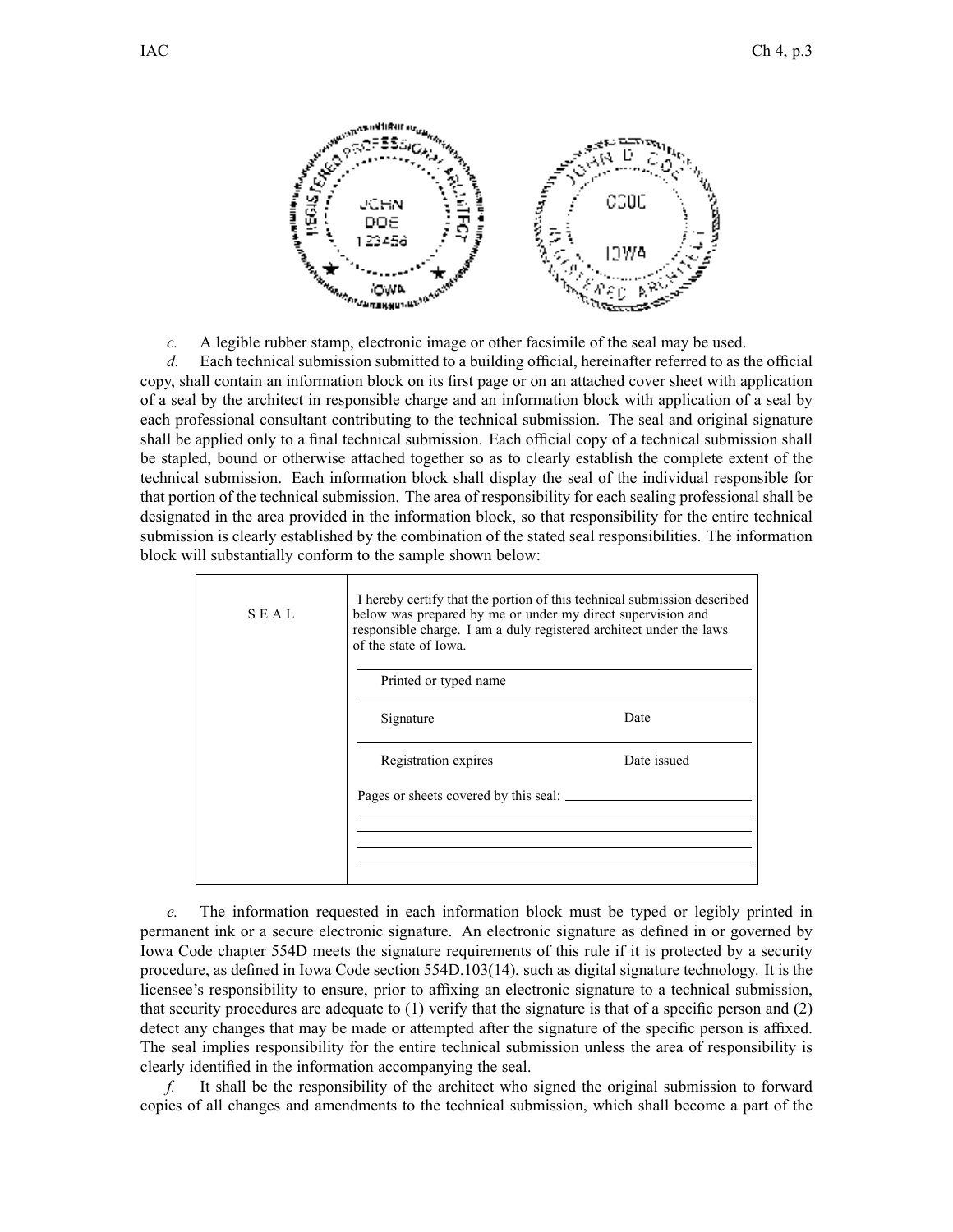*c.* A legible rubber stamp, electronic image or other facsimile of the seal may be used.

*d.* Each technical submission submitted to a building official, hereinafter referred to as the official copy, shall contain an information block on its first page or on an attached cover sheet with application of a seal by the architect in responsible charge and an information block with application of a seal by each professional consultant contributing to the technical submission. The seal and original signature shall be applied only to a final technical submission. Each official copy of a technical submission shall be stapled, bound or otherwise attached together so as to clearly establish the complete extent of the technical submission. Each information block shall display the seal of the individual responsible for that portion of the technical submission. The area of responsibility for each sealing professional shall be designated in the area provided in the information block, so that responsibility for the entire technical submission is clearly established by the combination of the stated seal responsibilities. The information block will substantially conform to the sample shown below:

| SEAL | I hereby certify that the portion of this technical submission described below was prepared by me or under my direct supervision and responsible charge. I am a duly registered architect under the laws of the state of Iowa. |
|---|---|
| | Printed or typed name |
| | Signature &nbsp;&nbsp;&nbsp;&nbsp;&nbsp;&nbsp;&nbsp;&nbsp; Date |
| | Registration expires &nbsp;&nbsp;&nbsp;&nbsp;&nbsp;&nbsp;&nbsp;&nbsp; Date issued |
| | Pages or sheets covered by this seal: |

*e.* The information requested in each information block must be typed or legibly printed in permanent ink or a secure electronic signature. An electronic signature as defined in or governed by Iowa Code chapter 554D meets the signature requirements of this rule if it is protected by a security procedure, as defined in Iowa Code section 554D.103(14), such as digital signature technology. It is the licensee's responsibility to ensure, prior to affixing an electronic signature to a technical submission, that security procedures are adequate to (1) verify that the signature is that of a specific person and (2) detect any changes that may be made or attempted after the signature of the specific person is affixed. The seal implies responsibility for the entire technical submission unless the area of responsibility is clearly identified in the information accompanying the seal.

*f.* It shall be the responsibility of the architect who signed the original submission to forward copies of all changes and amendments to the technical submission, which shall become a part of the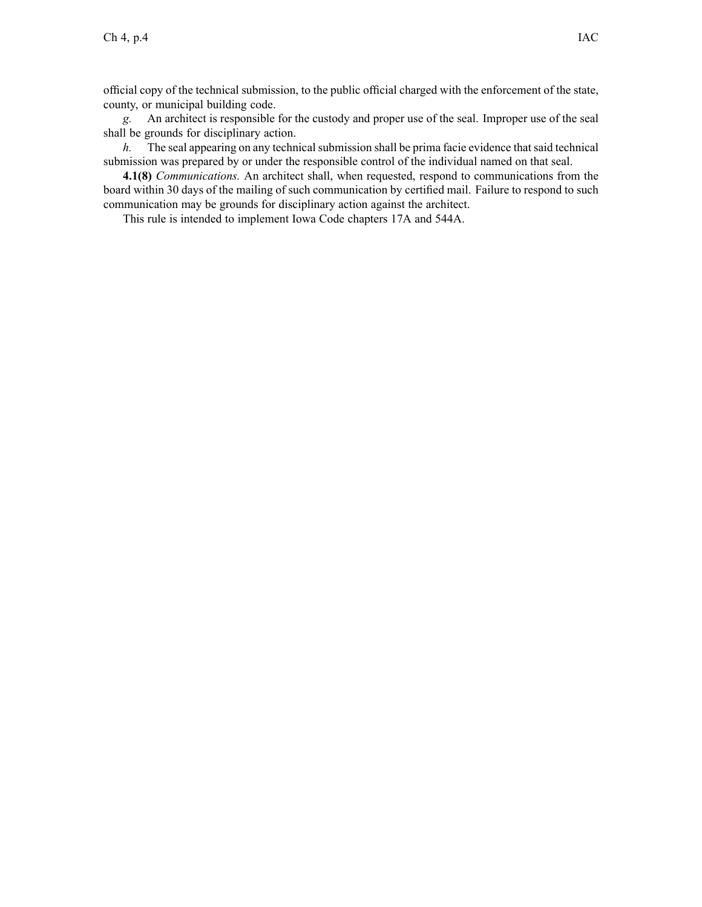official copy of the technical submission, to the public official charged with the enforcement of the state, county, or municipal building code.

*g.* An architect is responsible for the custody and proper use of the seal. Improper use of the seal shall be grounds for disciplinary action.

*h.* The seal appearing on any technical submission shall be prima facie evidence that said technical submission was prepared by or under the responsible control of the individual named on that seal.

**4.1(8)** *Communications.* An architect shall, when requested, respond to communications from the board within 30 days of the mailing of such communication by certified mail. Failure to respond to such communication may be grounds for disciplinary action against the architect.

This rule is intended to implement Iowa Code chapters 17A and 544A.